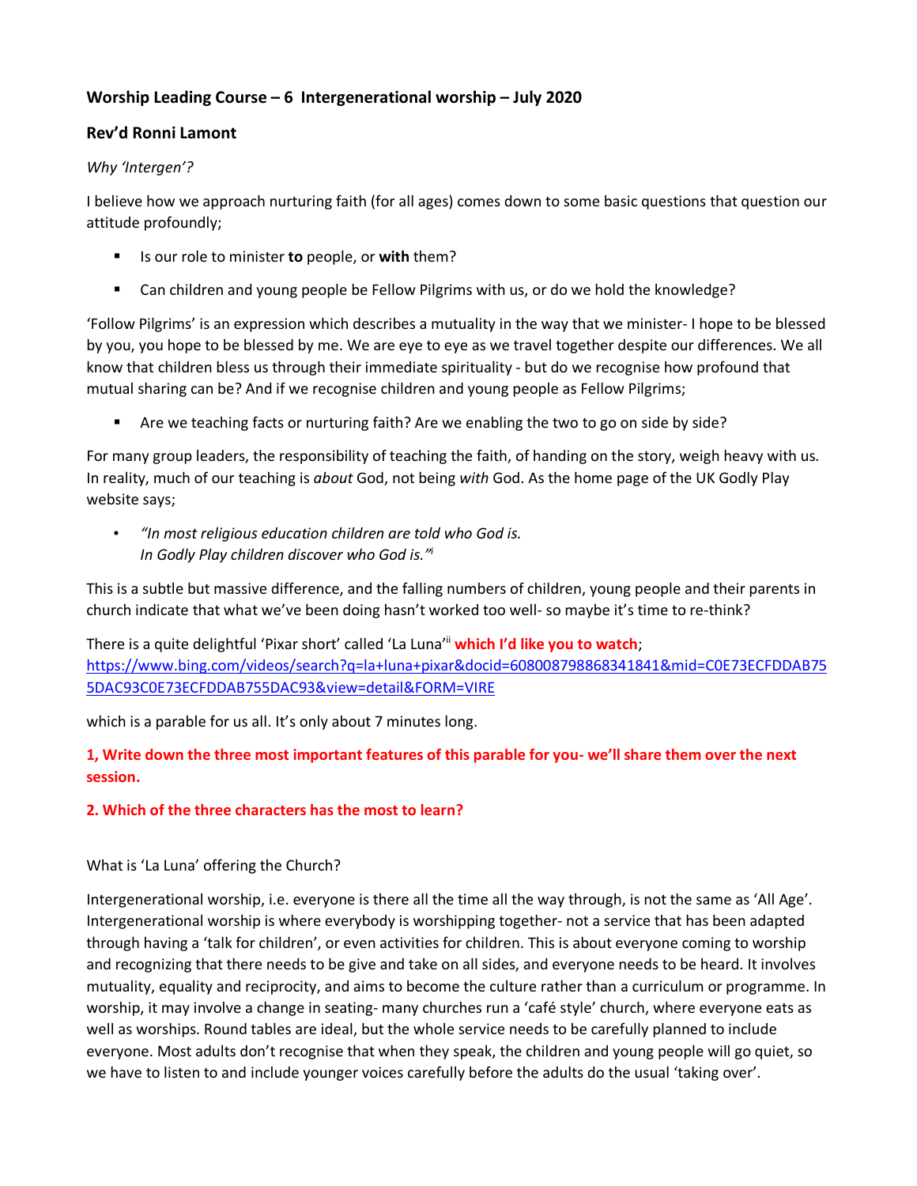**Worship Leading Course – 6 Intergenerational worship – July 2020**

**Rev'd Ronni Lamont**

*Why 'Intergen'?*

I believe how we approach nurturing faith (for all ages) comes down to some basic questions that question our attitude profoundly;

- Is our role to minister **to** people, or **with** them?
- Can children and young people be Fellow Pilgrims with us, or do we hold the knowledge?

'Follow Pilgrims' is an expression which describes a mutuality in the way that we minister- I hope to be blessed by you, you hope to be blessed by me. We are eye to eye as we travel together despite our differences. We all know that children bless us through their immediate spirituality - but do we recognise how profound that mutual sharing can be? And if we recognise children and young people as Fellow Pilgrims;

- Are we teaching facts or nurturing faith? Are we enabling the two to go on side by side?

For many group leaders, the responsibility of teaching the faith, of handing on the story, weigh heavy with us. In reality, much of our teaching is *about* God, not being *with* God. As the home page of the UK Godly Play website says;

- *"In most religious education children are told who God is.*
  *In Godly Play children discover who God is."*[i]

This is a subtle but massive difference, and the falling numbers of children, young people and their parents in church indicate that what we've been doing hasn't worked too well- so maybe it's time to re-think?

There is a quite delightful 'Pixar short' called 'La Luna'[ii] **which I'd like you to watch**;
https://www.bing.com/videos/search?q=la+luna+pixar&docid=608008798868341841&mid=C0E73ECFDDAB755DAC93C0E73ECFDDAB755DAC93&view=detail&FORM=VIRE

which is a parable for us all. It's only about 7 minutes long.

**1, Write down the three most important features of this parable for you- we'll share them over the next session.**

**2. Which of the three characters has the most to learn?**

What is 'La Luna' offering the Church?

Intergenerational worship, i.e. everyone is there all the time all the way through, is not the same as 'All Age'. Intergenerational worship is where everybody is worshipping together- not a service that has been adapted through having a 'talk for children', or even activities for children. This is about everyone coming to worship and recognizing that there needs to be give and take on all sides, and everyone needs to be heard. It involves mutuality, equality and reciprocity, and aims to become the culture rather than a curriculum or programme. In worship, it may involve a change in seating- many churches run a 'café style' church, where everyone eats as well as worships. Round tables are ideal, but the whole service needs to be carefully planned to include everyone. Most adults don't recognise that when they speak, the children and young people will go quiet, so we have to listen to and include younger voices carefully before the adults do the usual 'taking over'.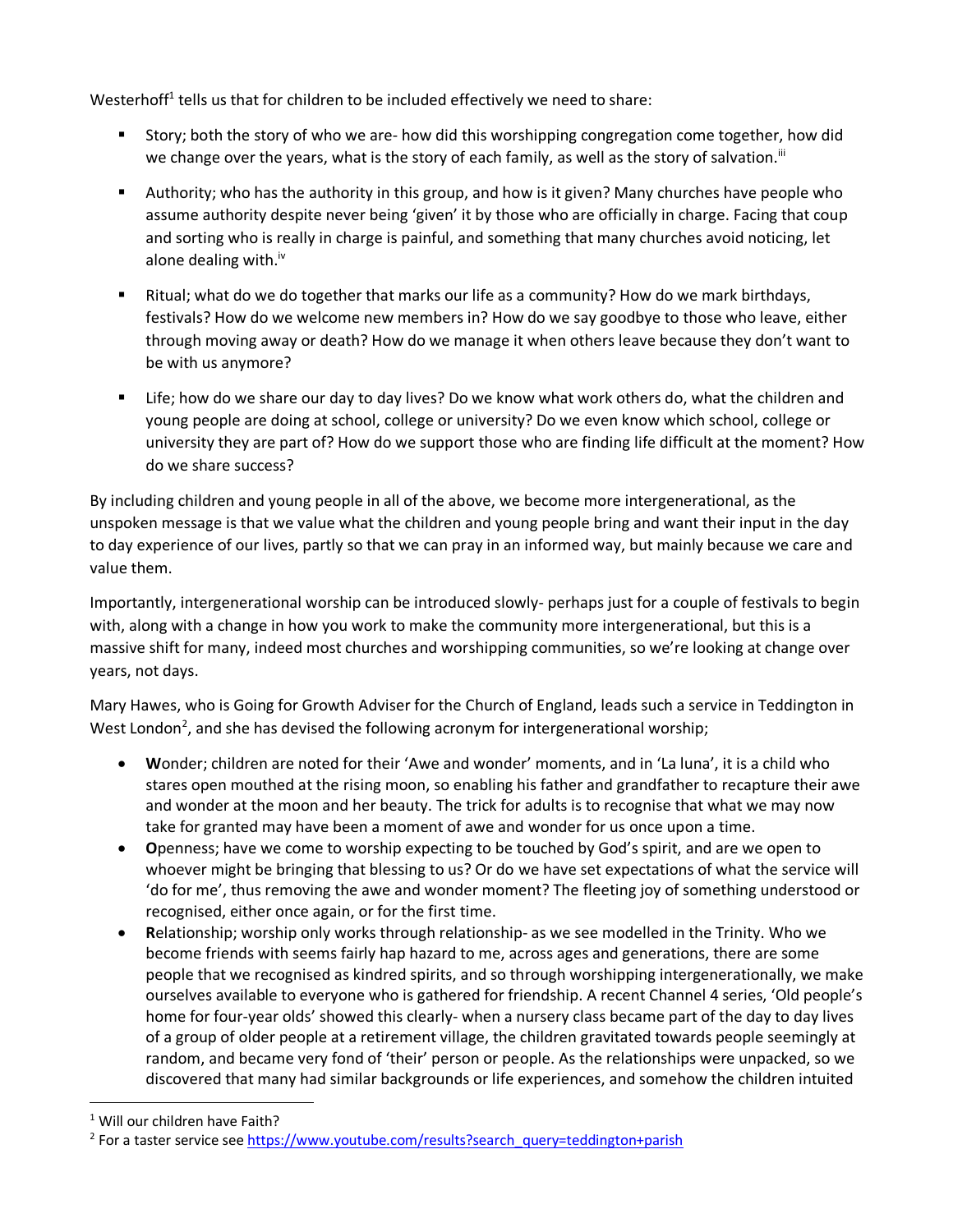Westerhoff[1] tells us that for children to be included effectively we need to share:

- Story; both the story of who we are- how did this worshipping congregation come together, how did we change over the years, what is the story of each family, as well as the story of salvation.[iii]
- Authority; who has the authority in this group, and how is it given? Many churches have people who assume authority despite never being 'given' it by those who are officially in charge. Facing that coup and sorting who is really in charge is painful, and something that many churches avoid noticing, let alone dealing with.[iv]
- Ritual; what do we do together that marks our life as a community? How do we mark birthdays, festivals? How do we welcome new members in? How do we say goodbye to those who leave, either through moving away or death? How do we manage it when others leave because they don't want to be with us anymore?
- Life; how do we share our day to day lives? Do we know what work others do, what the children and young people are doing at school, college or university? Do we even know which school, college or university they are part of? How do we support those who are finding life difficult at the moment? How do we share success?

By including children and young people in all of the above, we become more intergenerational, as the unspoken message is that we value what the children and young people bring and want their input in the day to day experience of our lives, partly so that we can pray in an informed way, but mainly because we care and value them.

Importantly, intergenerational worship can be introduced slowly- perhaps just for a couple of festivals to begin with, along with a change in how you work to make the community more intergenerational, but this is a massive shift for many, indeed most churches and worshipping communities, so we're looking at change over years, not days.

Mary Hawes, who is Going for Growth Adviser for the Church of England, leads such a service in Teddington in West London[2], and she has devised the following acronym for intergenerational worship;

- **W**onder; children are noted for their 'Awe and wonder' moments, and in 'La luna', it is a child who stares open mouthed at the rising moon, so enabling his father and grandfather to recapture their awe and wonder at the moon and her beauty. The trick for adults is to recognise that what we may now take for granted may have been a moment of awe and wonder for us once upon a time.
- **O**penness; have we come to worship expecting to be touched by God's spirit, and are we open to whoever might be bringing that blessing to us? Or do we have set expectations of what the service will 'do for me', thus removing the awe and wonder moment? The fleeting joy of something understood or recognised, either once again, or for the first time.
- **R**elationship; worship only works through relationship- as we see modelled in the Trinity. Who we become friends with seems fairly hap hazard to me, across ages and generations, there are some people that we recognised as kindred spirits, and so through worshipping intergenerationally, we make ourselves available to everyone who is gathered for friendship. A recent Channel 4 series, 'Old people's home for four-year olds' showed this clearly- when a nursery class became part of the day to day lives of a group of older people at a retirement village, the children gravitated towards people seemingly at random, and became very fond of 'their' person or people. As the relationships were unpacked, so we discovered that many had similar backgrounds or life experiences, and somehow the children intuited

[1] Will our children have Faith?

[2] For a taster service see https://www.youtube.com/results?search_query=teddington+parish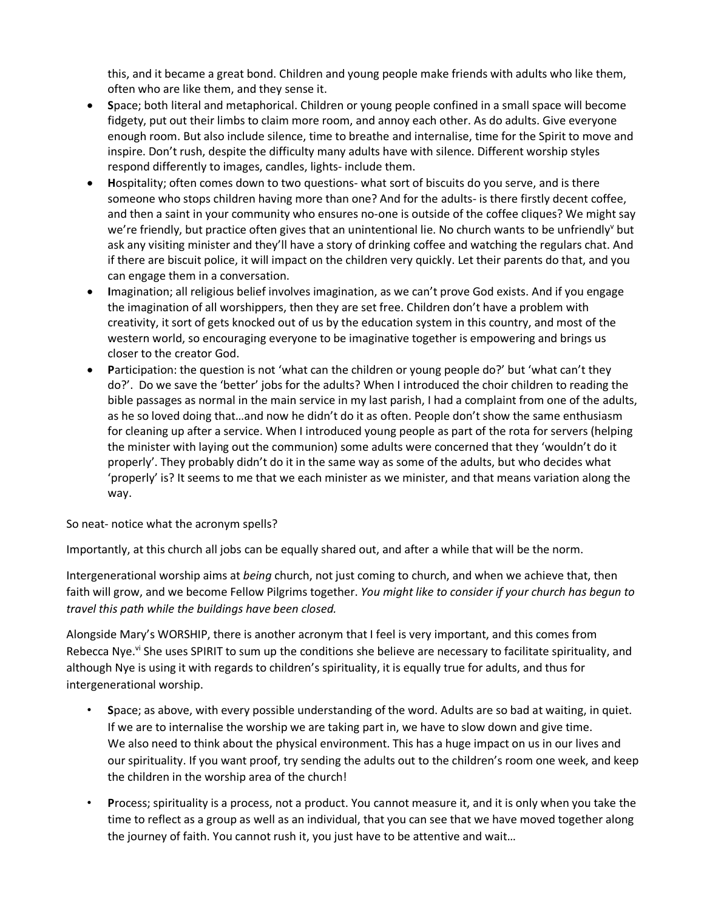this, and it became a great bond. Children and young people make friends with adults who like them, often who are like them, and they sense it.

- **S**pace; both literal and metaphorical. Children or young people confined in a small space will become fidgety, put out their limbs to claim more room, and annoy each other. As do adults. Give everyone enough room. But also include silence, time to breathe and internalise, time for the Spirit to move and inspire. Don't rush, despite the difficulty many adults have with silence. Different worship styles respond differently to images, candles, lights- include them.
- **H**ospitality; often comes down to two questions- what sort of biscuits do you serve, and is there someone who stops children having more than one? And for the adults- is there firstly decent coffee, and then a saint in your community who ensures no-one is outside of the coffee cliques? We might say we're friendly, but practice often gives that an unintentional lie. No church wants to be unfriendly[v] but ask any visiting minister and they'll have a story of drinking coffee and watching the regulars chat. And if there are biscuit police, it will impact on the children very quickly. Let their parents do that, and you can engage them in a conversation.
- **I**magination; all religious belief involves imagination, as we can't prove God exists. And if you engage the imagination of all worshippers, then they are set free. Children don't have a problem with creativity, it sort of gets knocked out of us by the education system in this country, and most of the western world, so encouraging everyone to be imaginative together is empowering and brings us closer to the creator God.
- **P**articipation: the question is not 'what can the children or young people do?' but 'what can't they do?'. Do we save the 'better' jobs for the adults? When I introduced the choir children to reading the bible passages as normal in the main service in my last parish, I had a complaint from one of the adults, as he so loved doing that…and now he didn't do it as often. People don't show the same enthusiasm for cleaning up after a service. When I introduced young people as part of the rota for servers (helping the minister with laying out the communion) some adults were concerned that they 'wouldn't do it properly'. They probably didn't do it in the same way as some of the adults, but who decides what 'properly' is? It seems to me that we each minister as we minister, and that means variation along the way.

So neat- notice what the acronym spells?

Importantly, at this church all jobs can be equally shared out, and after a while that will be the norm.

Intergenerational worship aims at *being* church, not just coming to church, and when we achieve that, then faith will grow, and we become Fellow Pilgrims together. *You might like to consider if your church has begun to travel this path while the buildings have been closed.*

Alongside Mary's WORSHIP, there is another acronym that I feel is very important, and this comes from Rebecca Nye.[vi] She uses SPIRIT to sum up the conditions she believe are necessary to facilitate spirituality, and although Nye is using it with regards to children's spirituality, it is equally true for adults, and thus for intergenerational worship.

- **S**pace; as above, with every possible understanding of the word. Adults are so bad at waiting, in quiet. If we are to internalise the worship we are taking part in, we have to slow down and give time. We also need to think about the physical environment. This has a huge impact on us in our lives and our spirituality. If you want proof, try sending the adults out to the children's room one week, and keep the children in the worship area of the church!

- **P**rocess; spirituality is a process, not a product. You cannot measure it, and it is only when you take the time to reflect as a group as well as an individual, that you can see that we have moved together along the journey of faith. You cannot rush it, you just have to be attentive and wait…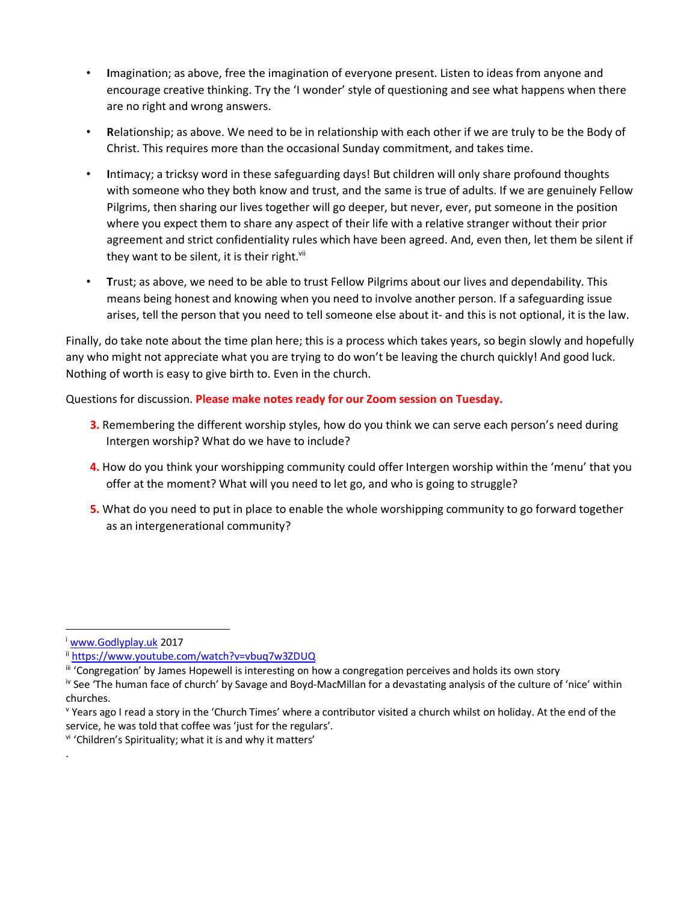- **I**magination; as above, free the imagination of everyone present. Listen to ideas from anyone and encourage creative thinking. Try the 'I wonder' style of questioning and see what happens when there are no right and wrong answers.

- **R**elationship; as above. We need to be in relationship with each other if we are truly to be the Body of Christ. This requires more than the occasional Sunday commitment, and takes time.

- **I**ntimacy; a tricksy word in these safeguarding days! But children will only share profound thoughts with someone who they both know and trust, and the same is true of adults. If we are genuinely Fellow Pilgrims, then sharing our lives together will go deeper, but never, ever, put someone in the position where you expect them to share any aspect of their life with a relative stranger without their prior agreement and strict confidentiality rules which have been agreed. And, even then, let them be silent if they want to be silent, it is their right.[vii]

- **T**rust; as above, we need to be able to trust Fellow Pilgrims about our lives and dependability. This means being honest and knowing when you need to involve another person. If a safeguarding issue arises, tell the person that you need to tell someone else about it- and this is not optional, it is the law.

Finally, do take note about the time plan here; this is a process which takes years, so begin slowly and hopefully any who might not appreciate what you are trying to do won't be leaving the church quickly! And good luck. Nothing of worth is easy to give birth to. Even in the church.

Questions for discussion. **Please make notes ready for our Zoom session on Tuesday.**

3. Remembering the different worship styles, how do you think we can serve each person's need during Intergen worship? What do we have to include?

4. How do you think your worshipping community could offer Intergen worship within the 'menu' that you offer at the moment? What will you need to let go, and who is going to struggle?

5. What do you need to put in place to enable the whole worshipping community to go forward together as an intergenerational community?

---

[i] www.Godlyplay.uk 2017

[ii] https://www.youtube.com/watch?v=vbuq7w3ZDUQ

[iii] 'Congregation' by James Hopewell is interesting on how a congregation perceives and holds its own story

[iv] See 'The human face of church' by Savage and Boyd-MacMillan for a devastating analysis of the culture of 'nice' within churches.

[v] Years ago I read a story in the 'Church Times' where a contributor visited a church whilst on holiday. At the end of the service, he was told that coffee was 'just for the regulars'.

[vi] 'Children's Spirituality; what it is and why it matters'

.